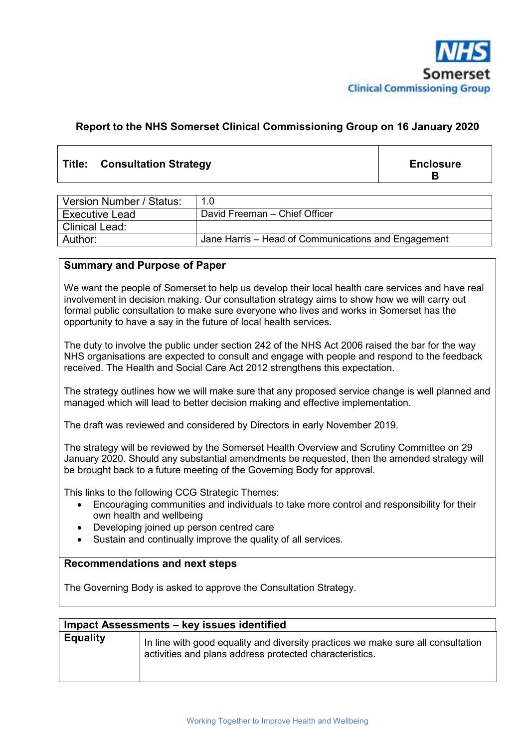NHS Somerset Clinical Commissioning Group

**Report to the NHS Somerset Clinical Commissioning Group on 16 January 2020**

| Title: Consultation Strategy | Enclosure B |
|---|---|

| Version Number / Status: | 1.0 |
|---|---|
| Executive Lead | David Freeman – Chief Officer |
| Clinical Lead: | |
| Author: | Jane Harris – Head of Communications and Engagement |

**Summary and Purpose of Paper**

We want the people of Somerset to help us develop their local health care services and have real involvement in decision making. Our consultation strategy aims to show how we will carry out formal public consultation to make sure everyone who lives and works in Somerset has the opportunity to have a say in the future of local health services.

The duty to involve the public under section 242 of the NHS Act 2006 raised the bar for the way NHS organisations are expected to consult and engage with people and respond to the feedback received. The Health and Social Care Act 2012 strengthens this expectation.

The strategy outlines how we will make sure that any proposed service change is well planned and managed which will lead to better decision making and effective implementation.

The draft was reviewed and considered by Directors in early November 2019.

The strategy will be reviewed by the Somerset Health Overview and Scrutiny Committee on 29 January 2020. Should any substantial amendments be requested, then the amended strategy will be brought back to a future meeting of the Governing Body for approval.

This links to the following CCG Strategic Themes:

- Encouraging communities and individuals to take more control and responsibility for their own health and wellbeing
- Developing joined up person centred care
- Sustain and continually improve the quality of all services.

**Recommendations and next steps**

The Governing Body is asked to approve the Consultation Strategy.

| **Impact Assessments – key issues identified** | |
|---|---|
| **Equality** | In line with good equality and diversity practices we make sure all consultation activities and plans address protected characteristics. |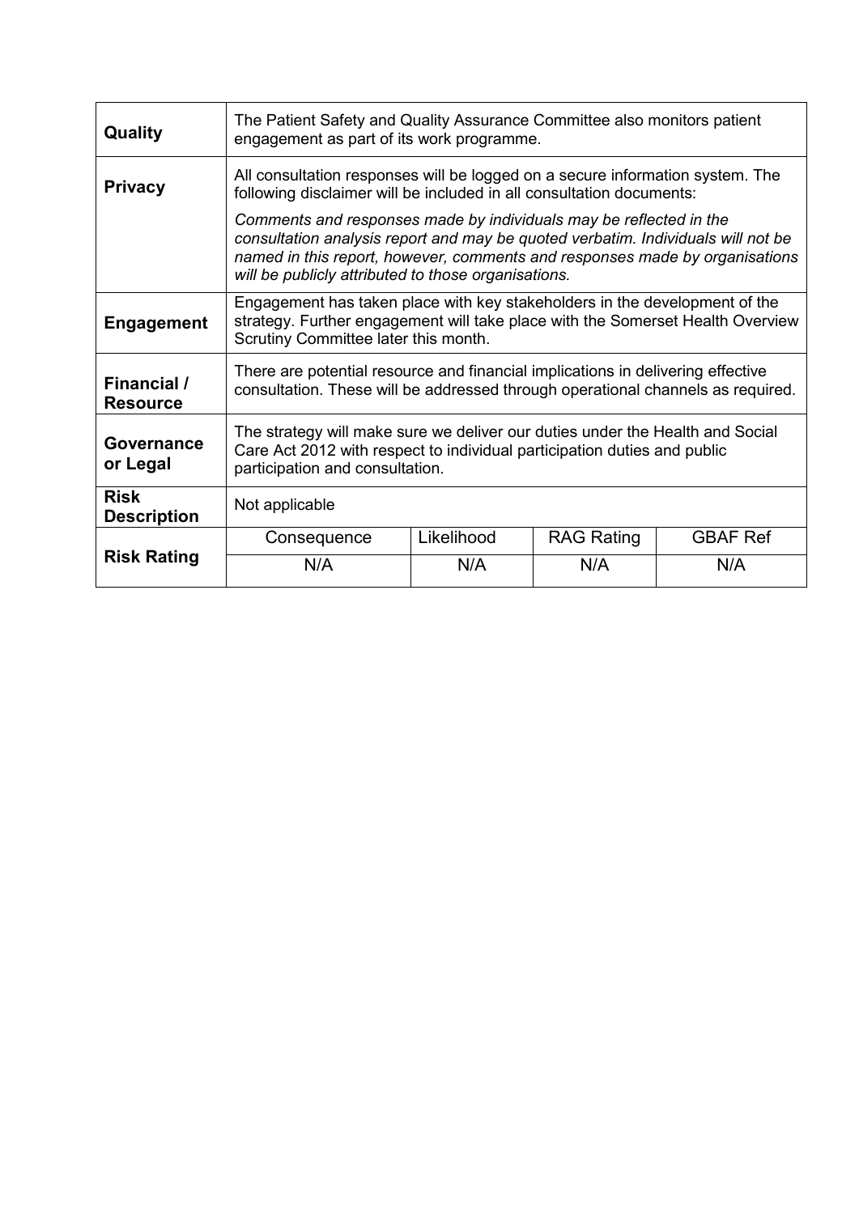| | | | | |
|---|---|---|---|---|
| **Quality** | The Patient Safety and Quality Assurance Committee also monitors patient engagement as part of its work programme. | | | |
| **Privacy** | All consultation responses will be logged on a secure information system. The following disclaimer will be included in all consultation documents:<br><br>*Comments and responses made by individuals may be reflected in the consultation analysis report and may be quoted verbatim. Individuals will not be named in this report, however, comments and responses made by organisations will be publicly attributed to those organisations.* | | | |
| **Engagement** | Engagement has taken place with key stakeholders in the development of the strategy. Further engagement will take place with the Somerset Health Overview Scrutiny Committee later this month. | | | |
| **Financial / Resource** | There are potential resource and financial implications in delivering effective consultation. These will be addressed through operational channels as required. | | | |
| **Governance or Legal** | The strategy will make sure we deliver our duties under the Health and Social Care Act 2012 with respect to individual participation duties and public participation and consultation. | | | |
| **Risk Description** | Not applicable | | | |
| **Risk Rating** | Consequence | Likelihood | RAG Rating | GBAF Ref |
| | N/A | N/A | N/A | N/A |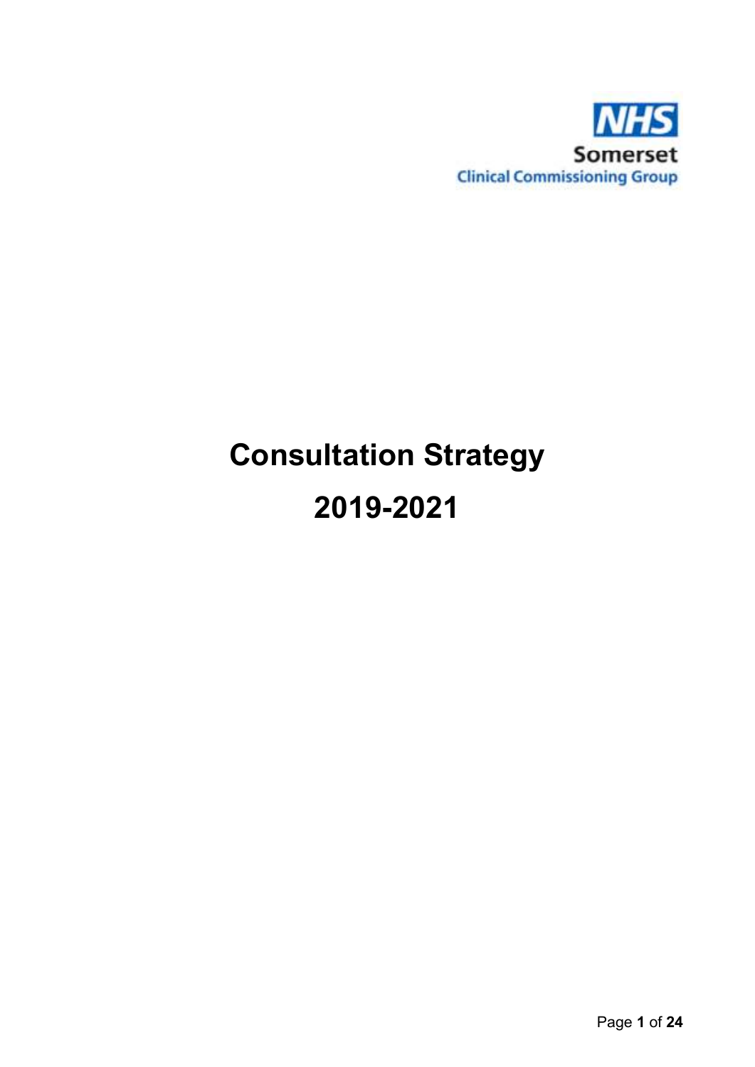NHS
Somerset
Clinical Commissioning Group

# Consultation Strategy
# 2019-2021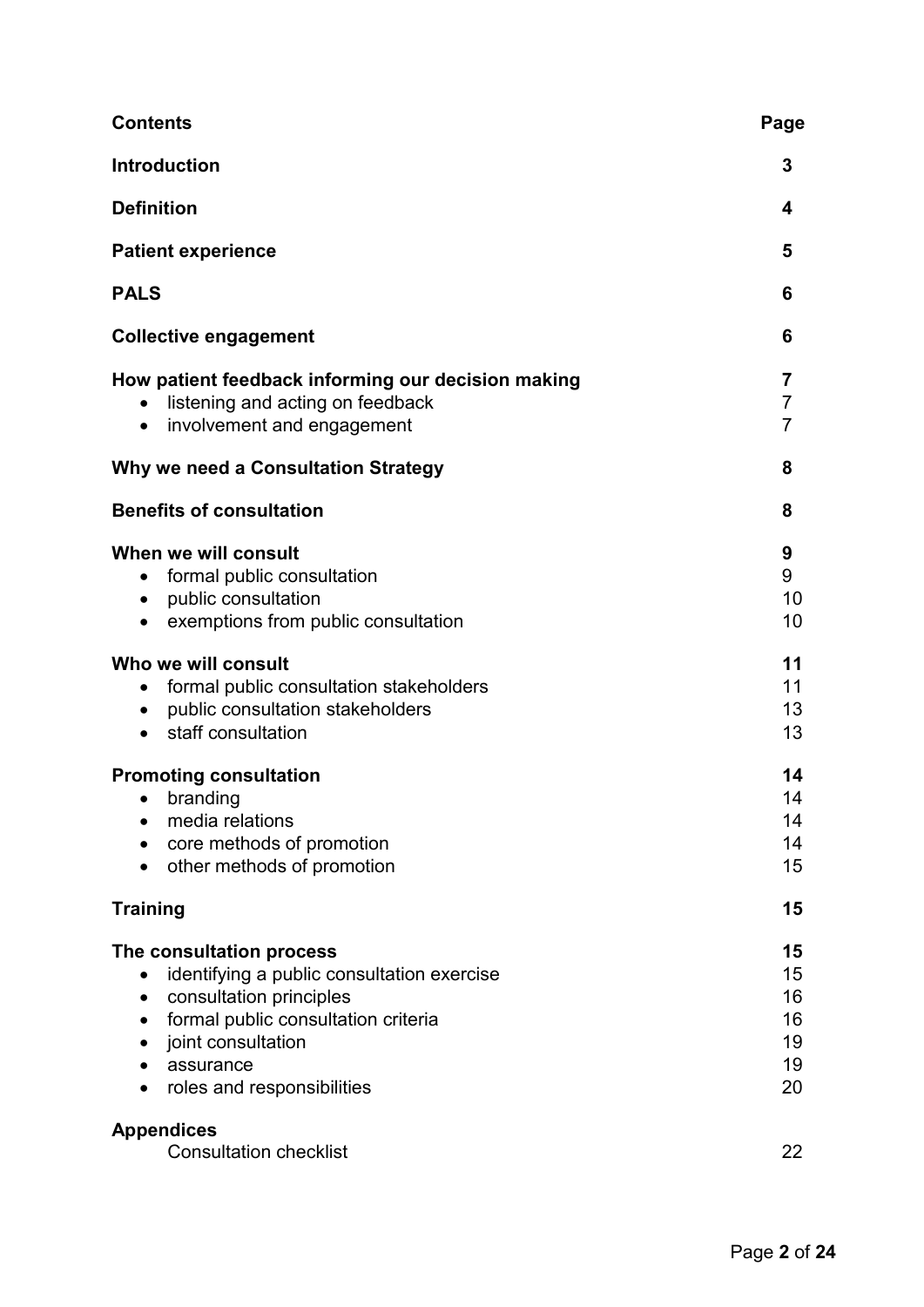| **Contents** | **Page** |
|---|---|
| **Introduction** | **3** |
| **Definition** | **4** |
| **Patient experience** | **5** |
| **PALS** | **6** |
| **Collective engagement** | **6** |
| **How patient feedback informing our decision making** | **7** |
| • listening and acting on feedback | 7 |
| • involvement and engagement | 7 |
| **Why we need a Consultation Strategy** | **8** |
| **Benefits of consultation** | **8** |
| **When we will consult** | **9** |
| • formal public consultation | 9 |
| • public consultation | 10 |
| • exemptions from public consultation | 10 |
| **Who we will consult** | **11** |
| • formal public consultation stakeholders | 11 |
| • public consultation stakeholders | 13 |
| • staff consultation | 13 |
| **Promoting consultation** | **14** |
| • branding | 14 |
| • media relations | 14 |
| • core methods of promotion | 14 |
| • other methods of promotion | 15 |
| **Training** | **15** |
| **The consultation process** | **15** |
| • identifying a public consultation exercise | 15 |
| • consultation principles | 16 |
| • formal public consultation criteria | 16 |
| • joint consultation | 19 |
| • assurance | 19 |
| • roles and responsibilities | 20 |
| **Appendices** | |
| Consultation checklist | 22 |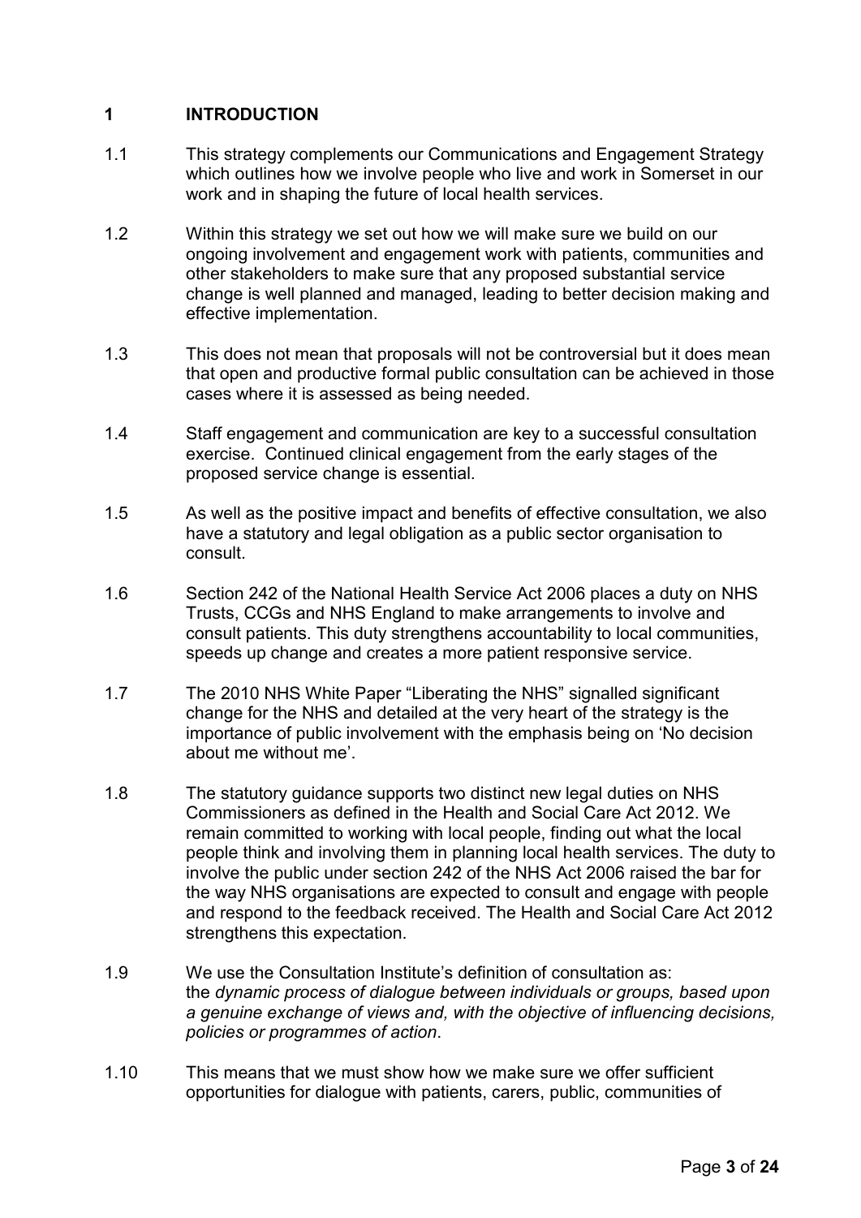# 1 INTRODUCTION

1.1 This strategy complements our Communications and Engagement Strategy which outlines how we involve people who live and work in Somerset in our work and in shaping the future of local health services.

1.2 Within this strategy we set out how we will make sure we build on our ongoing involvement and engagement work with patients, communities and other stakeholders to make sure that any proposed substantial service change is well planned and managed, leading to better decision making and effective implementation.

1.3 This does not mean that proposals will not be controversial but it does mean that open and productive formal public consultation can be achieved in those cases where it is assessed as being needed.

1.4 Staff engagement and communication are key to a successful consultation exercise. Continued clinical engagement from the early stages of the proposed service change is essential.

1.5 As well as the positive impact and benefits of effective consultation, we also have a statutory and legal obligation as a public sector organisation to consult.

1.6 Section 242 of the National Health Service Act 2006 places a duty on NHS Trusts, CCGs and NHS England to make arrangements to involve and consult patients. This duty strengthens accountability to local communities, speeds up change and creates a more patient responsive service.

1.7 The 2010 NHS White Paper "Liberating the NHS" signalled significant change for the NHS and detailed at the very heart of the strategy is the importance of public involvement with the emphasis being on 'No decision about me without me'.

1.8 The statutory guidance supports two distinct new legal duties on NHS Commissioners as defined in the Health and Social Care Act 2012. We remain committed to working with local people, finding out what the local people think and involving them in planning local health services. The duty to involve the public under section 242 of the NHS Act 2006 raised the bar for the way NHS organisations are expected to consult and engage with people and respond to the feedback received. The Health and Social Care Act 2012 strengthens this expectation.

1.9 We use the Consultation Institute's definition of consultation as: the *dynamic process of dialogue between individuals or groups, based upon a genuine exchange of views and, with the objective of influencing decisions, policies or programmes of action*.

1.10 This means that we must show how we make sure we offer sufficient opportunities for dialogue with patients, carers, public, communities of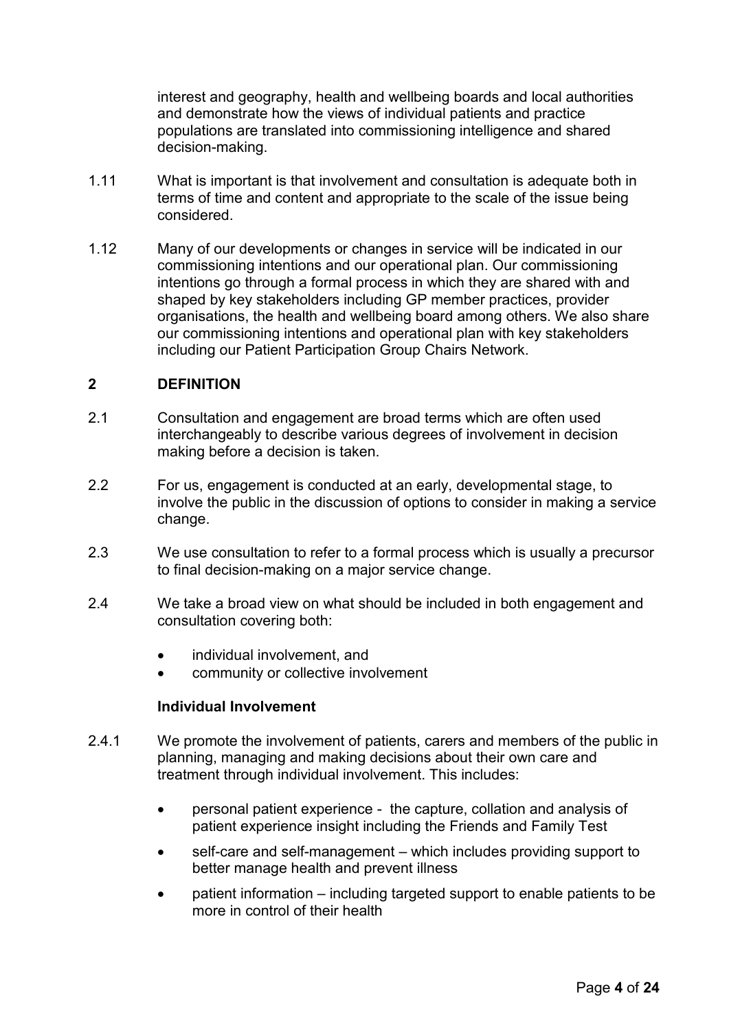interest and geography, health and wellbeing boards and local authorities and demonstrate how the views of individual patients and practice populations are translated into commissioning intelligence and shared decision-making.

1.11 What is important is that involvement and consultation is adequate both in terms of time and content and appropriate to the scale of the issue being considered.

1.12 Many of our developments or changes in service will be indicated in our commissioning intentions and our operational plan. Our commissioning intentions go through a formal process in which they are shared with and shaped by key stakeholders including GP member practices, provider organisations, the health and wellbeing board among others. We also share our commissioning intentions and operational plan with key stakeholders including our Patient Participation Group Chairs Network.

## 2 DEFINITION

2.1 Consultation and engagement are broad terms which are often used interchangeably to describe various degrees of involvement in decision making before a decision is taken.

2.2 For us, engagement is conducted at an early, developmental stage, to involve the public in the discussion of options to consider in making a service change.

2.3 We use consultation to refer to a formal process which is usually a precursor to final decision-making on a major service change.

2.4 We take a broad view on what should be included in both engagement and consultation covering both:

- individual involvement, and
- community or collective involvement

### Individual Involvement

2.4.1 We promote the involvement of patients, carers and members of the public in planning, managing and making decisions about their own care and treatment through individual involvement. This includes:

- personal patient experience - the capture, collation and analysis of patient experience insight including the Friends and Family Test
- self-care and self-management – which includes providing support to better manage health and prevent illness
- patient information – including targeted support to enable patients to be more in control of their health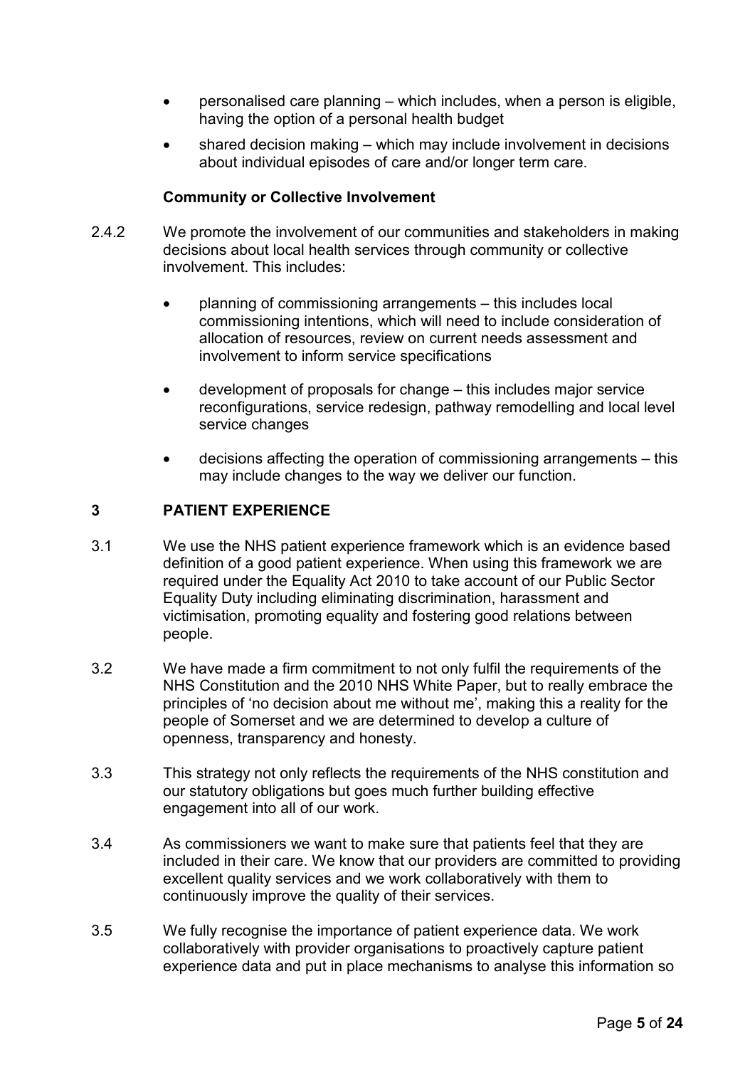- personalised care planning – which includes, when a person is eligible, having the option of a personal health budget
- shared decision making – which may include involvement in decisions about individual episodes of care and/or longer term care.

**Community or Collective Involvement**

2.4.2 We promote the involvement of our communities and stakeholders in making decisions about local health services through community or collective involvement. This includes:

- planning of commissioning arrangements – this includes local commissioning intentions, which will need to include consideration of allocation of resources, review on current needs assessment and involvement to inform service specifications
- development of proposals for change – this includes major service reconfigurations, service redesign, pathway remodelling and local level service changes
- decisions affecting the operation of commissioning arrangements – this may include changes to the way we deliver our function.

## 3 PATIENT EXPERIENCE

3.1 We use the NHS patient experience framework which is an evidence based definition of a good patient experience. When using this framework we are required under the Equality Act 2010 to take account of our Public Sector Equality Duty including eliminating discrimination, harassment and victimisation, promoting equality and fostering good relations between people.

3.2 We have made a firm commitment to not only fulfil the requirements of the NHS Constitution and the 2010 NHS White Paper, but to really embrace the principles of 'no decision about me without me', making this a reality for the people of Somerset and we are determined to develop a culture of openness, transparency and honesty.

3.3 This strategy not only reflects the requirements of the NHS constitution and our statutory obligations but goes much further building effective engagement into all of our work.

3.4 As commissioners we want to make sure that patients feel that they are included in their care. We know that our providers are committed to providing excellent quality services and we work collaboratively with them to continuously improve the quality of their services.

3.5 We fully recognise the importance of patient experience data. We work collaboratively with provider organisations to proactively capture patient experience data and put in place mechanisms to analyse this information so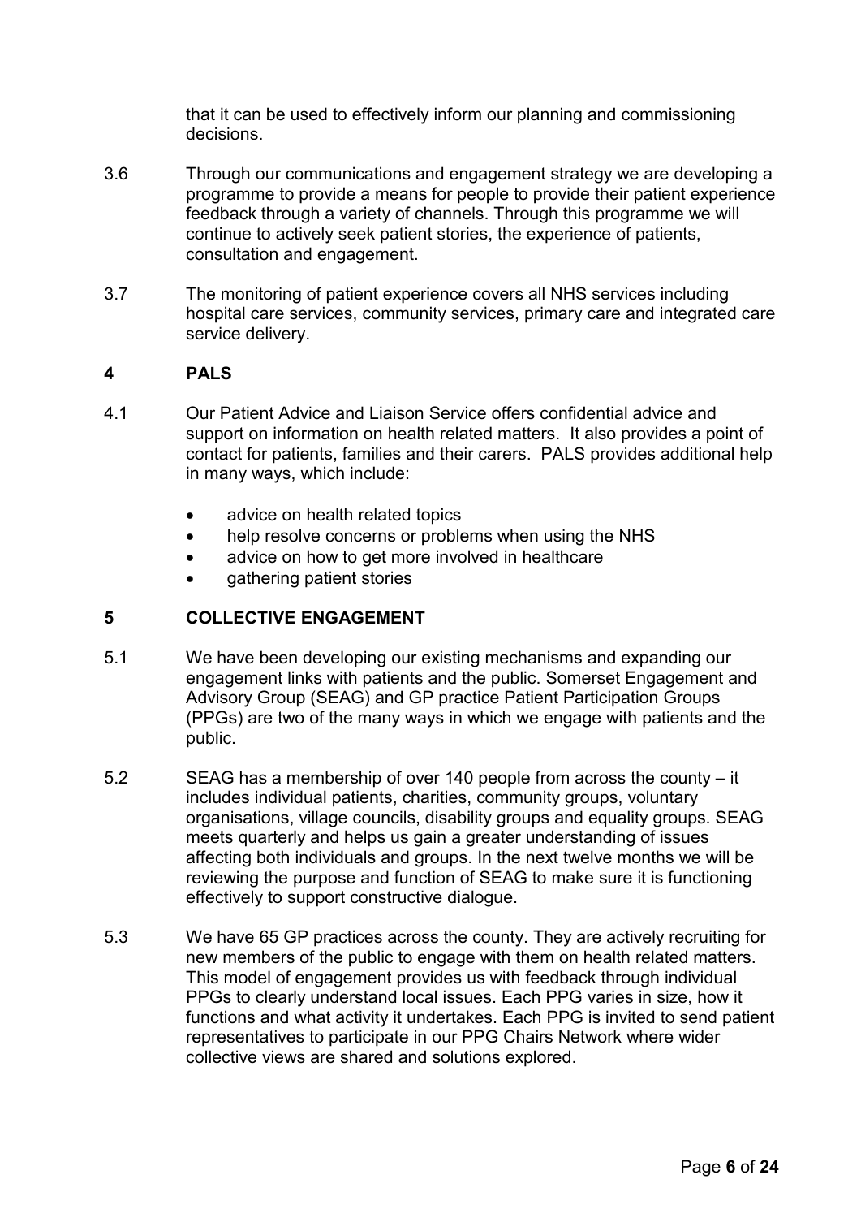that it can be used to effectively inform our planning and commissioning decisions.

3.6 Through our communications and engagement strategy we are developing a programme to provide a means for people to provide their patient experience feedback through a variety of channels. Through this programme we will continue to actively seek patient stories, the experience of patients, consultation and engagement.

3.7 The monitoring of patient experience covers all NHS services including hospital care services, community services, primary care and integrated care service delivery.

## 4 PALS

4.1 Our Patient Advice and Liaison Service offers confidential advice and support on information on health related matters. It also provides a point of contact for patients, families and their carers. PALS provides additional help in many ways, which include:

- advice on health related topics
- help resolve concerns or problems when using the NHS
- advice on how to get more involved in healthcare
- gathering patient stories

## 5 COLLECTIVE ENGAGEMENT

5.1 We have been developing our existing mechanisms and expanding our engagement links with patients and the public. Somerset Engagement and Advisory Group (SEAG) and GP practice Patient Participation Groups (PPGs) are two of the many ways in which we engage with patients and the public.

5.2 SEAG has a membership of over 140 people from across the county – it includes individual patients, charities, community groups, voluntary organisations, village councils, disability groups and equality groups. SEAG meets quarterly and helps us gain a greater understanding of issues affecting both individuals and groups. In the next twelve months we will be reviewing the purpose and function of SEAG to make sure it is functioning effectively to support constructive dialogue.

5.3 We have 65 GP practices across the county. They are actively recruiting for new members of the public to engage with them on health related matters. This model of engagement provides us with feedback through individual PPGs to clearly understand local issues. Each PPG varies in size, how it functions and what activity it undertakes. Each PPG is invited to send patient representatives to participate in our PPG Chairs Network where wider collective views are shared and solutions explored.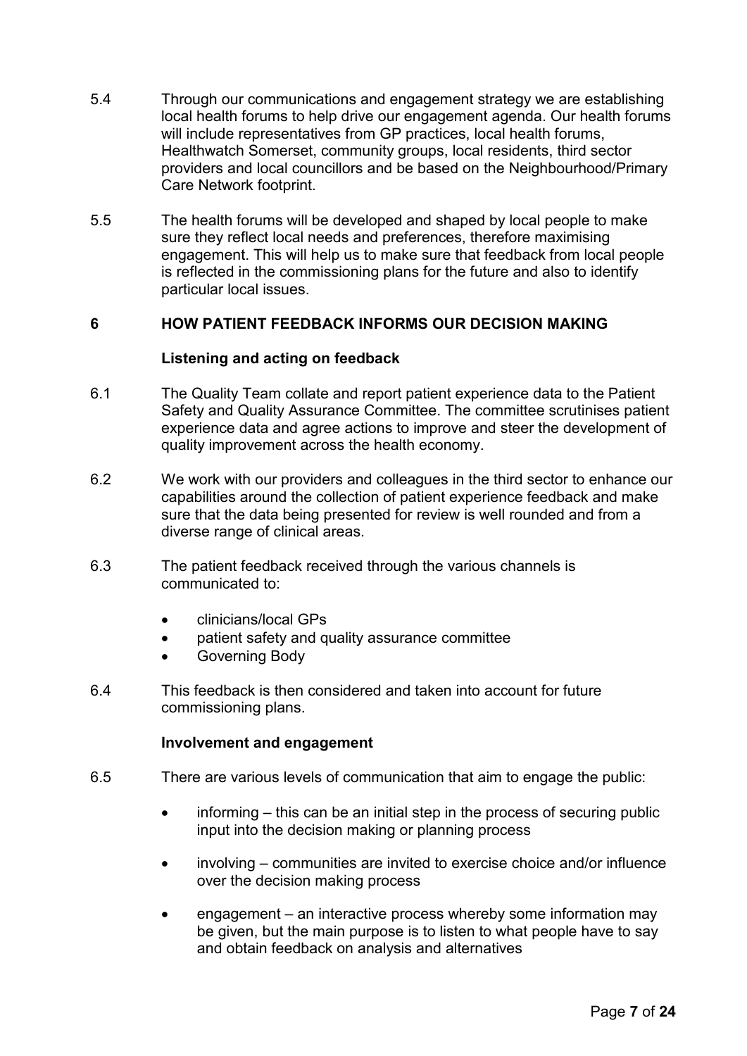5.4 Through our communications and engagement strategy we are establishing local health forums to help drive our engagement agenda. Our health forums will include representatives from GP practices, local health forums, Healthwatch Somerset, community groups, local residents, third sector providers and local councillors and be based on the Neighbourhood/Primary Care Network footprint.

5.5 The health forums will be developed and shaped by local people to make sure they reflect local needs and preferences, therefore maximising engagement. This will help us to make sure that feedback from local people is reflected in the commissioning plans for the future and also to identify particular local issues.

## 6 HOW PATIENT FEEDBACK INFORMS OUR DECISION MAKING

### Listening and acting on feedback

6.1 The Quality Team collate and report patient experience data to the Patient Safety and Quality Assurance Committee. The committee scrutinises patient experience data and agree actions to improve and steer the development of quality improvement across the health economy.

6.2 We work with our providers and colleagues in the third sector to enhance our capabilities around the collection of patient experience feedback and make sure that the data being presented for review is well rounded and from a diverse range of clinical areas.

6.3 The patient feedback received through the various channels is communicated to:

- clinicians/local GPs
- patient safety and quality assurance committee
- Governing Body

6.4 This feedback is then considered and taken into account for future commissioning plans.

### Involvement and engagement

6.5 There are various levels of communication that aim to engage the public:

- informing – this can be an initial step in the process of securing public input into the decision making or planning process
- involving – communities are invited to exercise choice and/or influence over the decision making process
- engagement – an interactive process whereby some information may be given, but the main purpose is to listen to what people have to say and obtain feedback on analysis and alternatives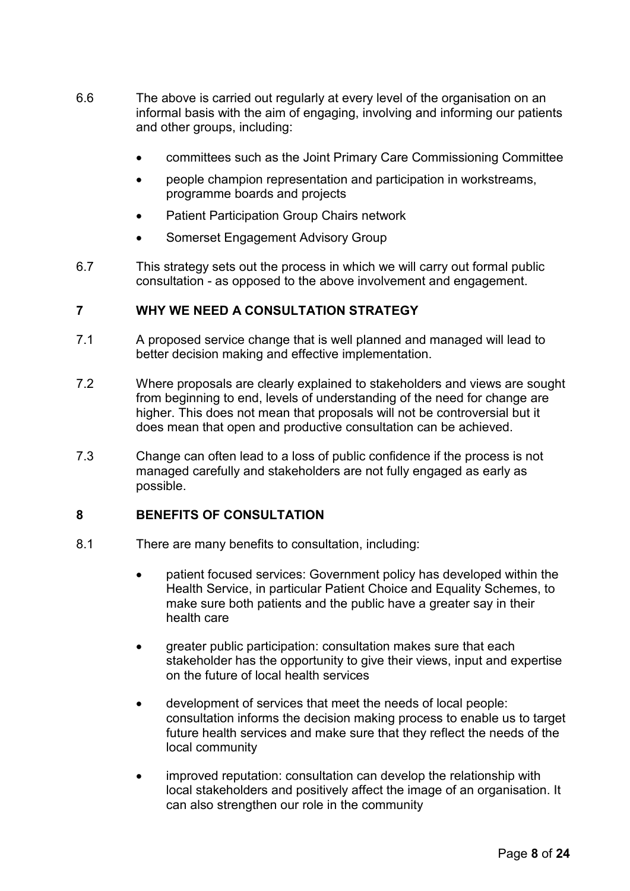6.6 The above is carried out regularly at every level of the organisation on an informal basis with the aim of engaging, involving and informing our patients and other groups, including:

- committees such as the Joint Primary Care Commissioning Committee
- people champion representation and participation in workstreams, programme boards and projects
- Patient Participation Group Chairs network
- Somerset Engagement Advisory Group

6.7 This strategy sets out the process in which we will carry out formal public consultation - as opposed to the above involvement and engagement.

## 7 WHY WE NEED A CONSULTATION STRATEGY

7.1 A proposed service change that is well planned and managed will lead to better decision making and effective implementation.

7.2 Where proposals are clearly explained to stakeholders and views are sought from beginning to end, levels of understanding of the need for change are higher. This does not mean that proposals will not be controversial but it does mean that open and productive consultation can be achieved.

7.3 Change can often lead to a loss of public confidence if the process is not managed carefully and stakeholders are not fully engaged as early as possible.

## 8 BENEFITS OF CONSULTATION

8.1 There are many benefits to consultation, including:

- patient focused services: Government policy has developed within the Health Service, in particular Patient Choice and Equality Schemes, to make sure both patients and the public have a greater say in their health care
- greater public participation: consultation makes sure that each stakeholder has the opportunity to give their views, input and expertise on the future of local health services
- development of services that meet the needs of local people: consultation informs the decision making process to enable us to target future health services and make sure that they reflect the needs of the local community
- improved reputation: consultation can develop the relationship with local stakeholders and positively affect the image of an organisation. It can also strengthen our role in the community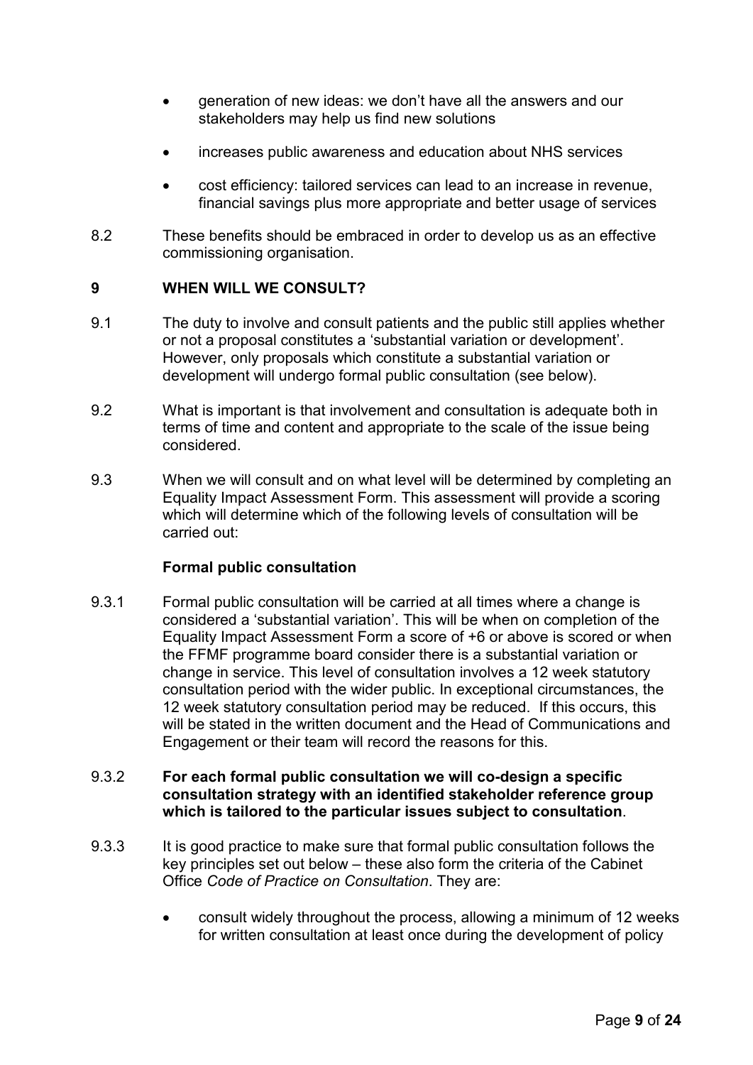- generation of new ideas: we don't have all the answers and our stakeholders may help us find new solutions
- increases public awareness and education about NHS services
- cost efficiency: tailored services can lead to an increase in revenue, financial savings plus more appropriate and better usage of services

8.2 These benefits should be embraced in order to develop us as an effective commissioning organisation.

## 9 WHEN WILL WE CONSULT?

9.1 The duty to involve and consult patients and the public still applies whether or not a proposal constitutes a 'substantial variation or development'. However, only proposals which constitute a substantial variation or development will undergo formal public consultation (see below).

9.2 What is important is that involvement and consultation is adequate both in terms of time and content and appropriate to the scale of the issue being considered.

9.3 When we will consult and on what level will be determined by completing an Equality Impact Assessment Form. This assessment will provide a scoring which will determine which of the following levels of consultation will be carried out:

**Formal public consultation**

9.3.1 Formal public consultation will be carried at all times where a change is considered a 'substantial variation'. This will be when on completion of the Equality Impact Assessment Form a score of +6 or above is scored or when the FFMF programme board consider there is a substantial variation or change in service. This level of consultation involves a 12 week statutory consultation period with the wider public. In exceptional circumstances, the 12 week statutory consultation period may be reduced. If this occurs, this will be stated in the written document and the Head of Communications and Engagement or their team will record the reasons for this.

9.3.2 **For each formal public consultation we will co-design a specific consultation strategy with an identified stakeholder reference group which is tailored to the particular issues subject to consultation**.

9.3.3 It is good practice to make sure that formal public consultation follows the key principles set out below – these also form the criteria of the Cabinet Office *Code of Practice on Consultation*. They are:

- consult widely throughout the process, allowing a minimum of 12 weeks for written consultation at least once during the development of policy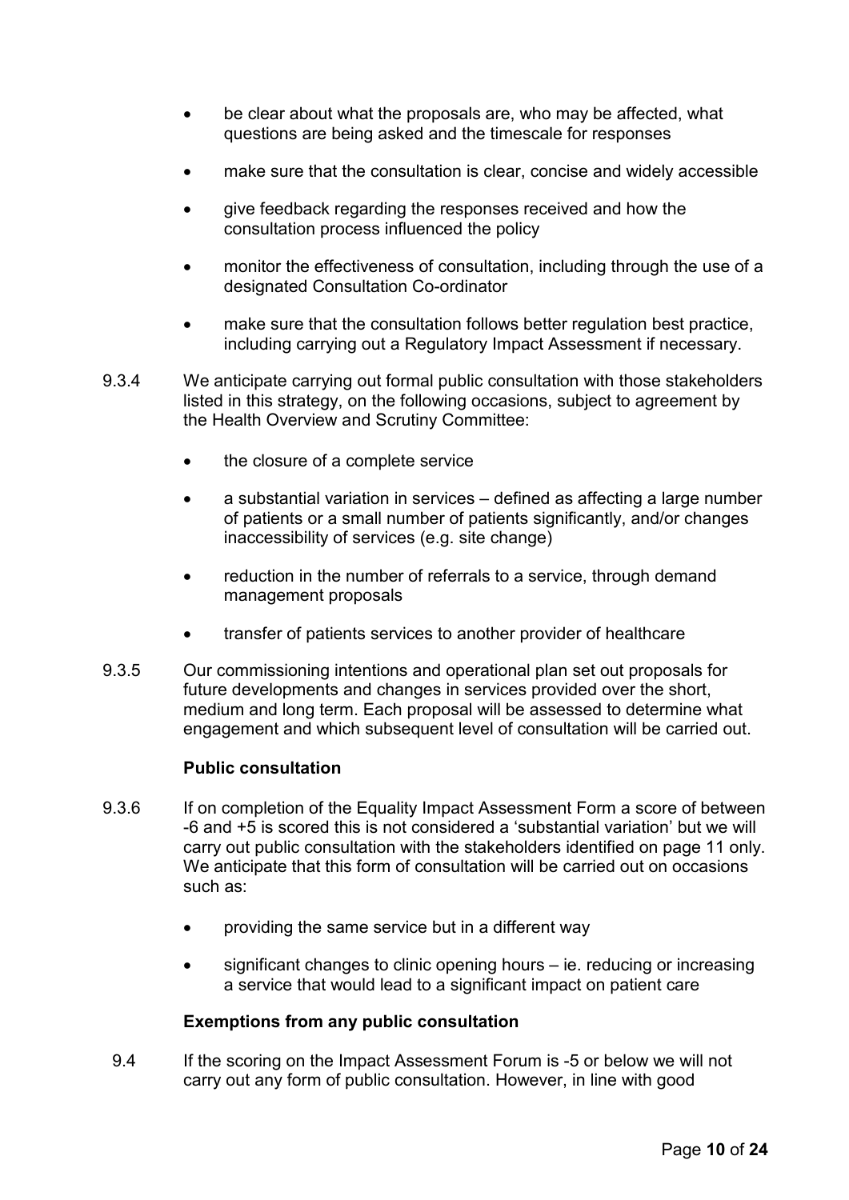- be clear about what the proposals are, who may be affected, what questions are being asked and the timescale for responses
- make sure that the consultation is clear, concise and widely accessible
- give feedback regarding the responses received and how the consultation process influenced the policy
- monitor the effectiveness of consultation, including through the use of a designated Consultation Co-ordinator
- make sure that the consultation follows better regulation best practice, including carrying out a Regulatory Impact Assessment if necessary.

9.3.4 We anticipate carrying out formal public consultation with those stakeholders listed in this strategy, on the following occasions, subject to agreement by the Health Overview and Scrutiny Committee:

- the closure of a complete service
- a substantial variation in services – defined as affecting a large number of patients or a small number of patients significantly, and/or changes inaccessibility of services (e.g. site change)
- reduction in the number of referrals to a service, through demand management proposals
- transfer of patients services to another provider of healthcare

9.3.5 Our commissioning intentions and operational plan set out proposals for future developments and changes in services provided over the short, medium and long term. Each proposal will be assessed to determine what engagement and which subsequent level of consultation will be carried out.

**Public consultation**

9.3.6 If on completion of the Equality Impact Assessment Form a score of between -6 and +5 is scored this is not considered a 'substantial variation' but we will carry out public consultation with the stakeholders identified on page 11 only. We anticipate that this form of consultation will be carried out on occasions such as:

- providing the same service but in a different way
- significant changes to clinic opening hours – ie. reducing or increasing a service that would lead to a significant impact on patient care

**Exemptions from any public consultation**

9.4 If the scoring on the Impact Assessment Forum is -5 or below we will not carry out any form of public consultation. However, in line with good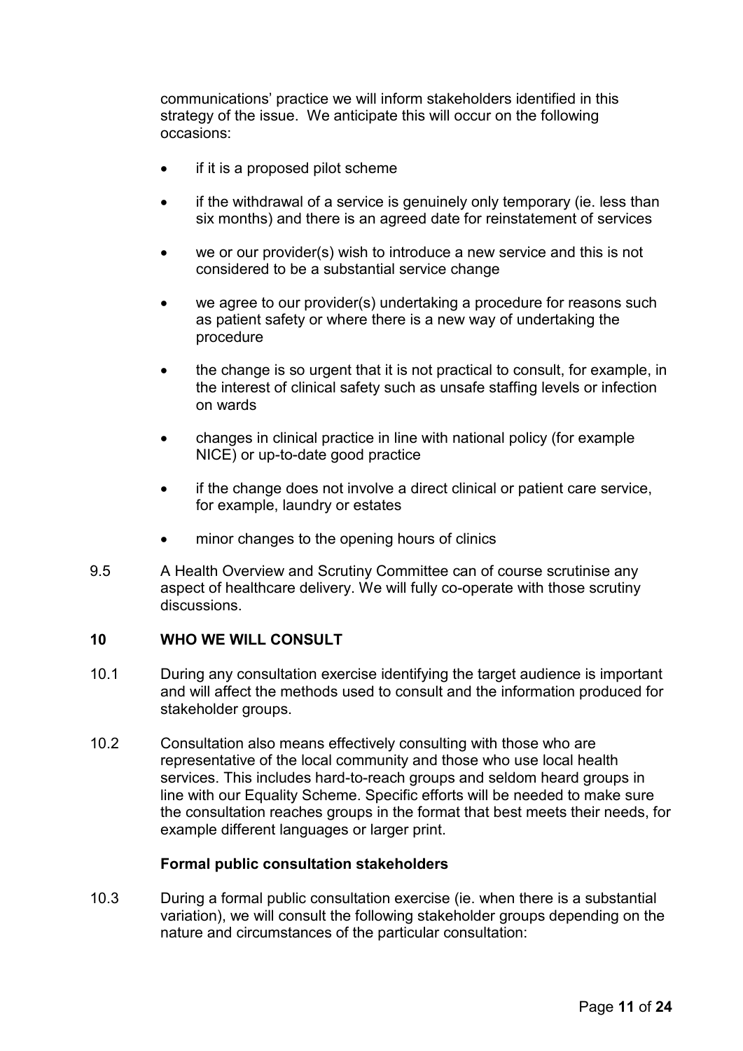communications' practice we will inform stakeholders identified in this strategy of the issue. We anticipate this will occur on the following occasions:

- if it is a proposed pilot scheme
- if the withdrawal of a service is genuinely only temporary (ie. less than six months) and there is an agreed date for reinstatement of services
- we or our provider(s) wish to introduce a new service and this is not considered to be a substantial service change
- we agree to our provider(s) undertaking a procedure for reasons such as patient safety or where there is a new way of undertaking the procedure
- the change is so urgent that it is not practical to consult, for example, in the interest of clinical safety such as unsafe staffing levels or infection on wards
- changes in clinical practice in line with national policy (for example NICE) or up-to-date good practice
- if the change does not involve a direct clinical or patient care service, for example, laundry or estates
- minor changes to the opening hours of clinics

9.5 A Health Overview and Scrutiny Committee can of course scrutinise any aspect of healthcare delivery. We will fully co-operate with those scrutiny discussions.

## 10 WHO WE WILL CONSULT

10.1 During any consultation exercise identifying the target audience is important and will affect the methods used to consult and the information produced for stakeholder groups.

10.2 Consultation also means effectively consulting with those who are representative of the local community and those who use local health services. This includes hard-to-reach groups and seldom heard groups in line with our Equality Scheme. Specific efforts will be needed to make sure the consultation reaches groups in the format that best meets their needs, for example different languages or larger print.

**Formal public consultation stakeholders**

10.3 During a formal public consultation exercise (ie. when there is a substantial variation), we will consult the following stakeholder groups depending on the nature and circumstances of the particular consultation: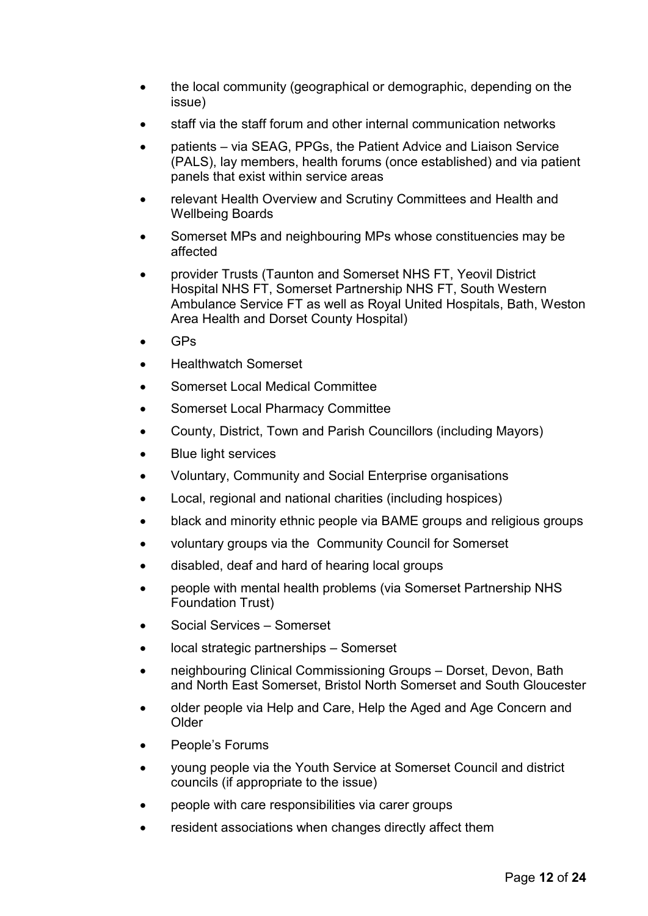- the local community (geographical or demographic, depending on the issue)
- staff via the staff forum and other internal communication networks
- patients – via SEAG, PPGs, the Patient Advice and Liaison Service (PALS), lay members, health forums (once established) and via patient panels that exist within service areas
- relevant Health Overview and Scrutiny Committees and Health and Wellbeing Boards
- Somerset MPs and neighbouring MPs whose constituencies may be affected
- provider Trusts (Taunton and Somerset NHS FT, Yeovil District Hospital NHS FT, Somerset Partnership NHS FT, South Western Ambulance Service FT as well as Royal United Hospitals, Bath, Weston Area Health and Dorset County Hospital)
- GPs
- Healthwatch Somerset
- Somerset Local Medical Committee
- Somerset Local Pharmacy Committee
- County, District, Town and Parish Councillors (including Mayors)
- Blue light services
- Voluntary, Community and Social Enterprise organisations
- Local, regional and national charities (including hospices)
- black and minority ethnic people via BAME groups and religious groups
- voluntary groups via the Community Council for Somerset
- disabled, deaf and hard of hearing local groups
- people with mental health problems (via Somerset Partnership NHS Foundation Trust)
- Social Services – Somerset
- local strategic partnerships – Somerset
- neighbouring Clinical Commissioning Groups – Dorset, Devon, Bath and North East Somerset, Bristol North Somerset and South Gloucester
- older people via Help and Care, Help the Aged and Age Concern and Older
- People's Forums
- young people via the Youth Service at Somerset Council and district councils (if appropriate to the issue)
- people with care responsibilities via carer groups
- resident associations when changes directly affect them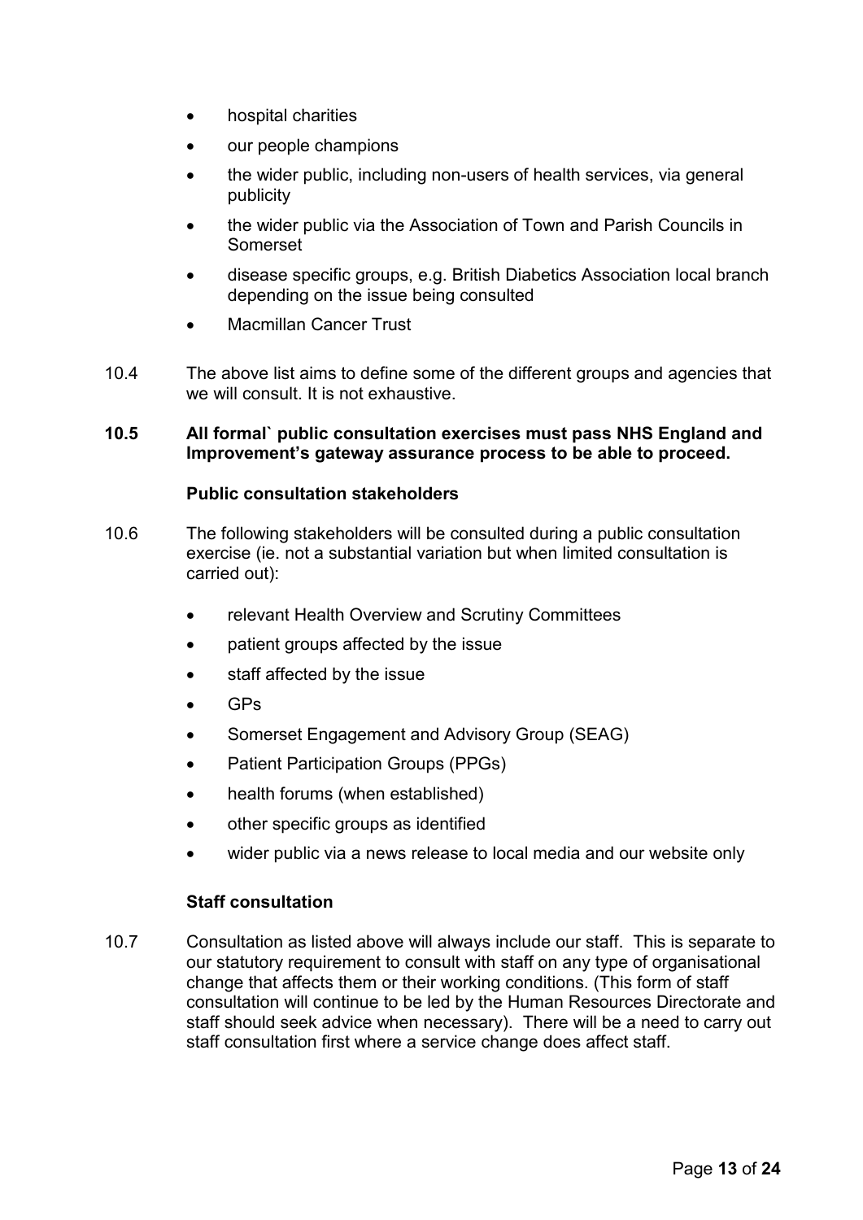- hospital charities
- our people champions
- the wider public, including non-users of health services, via general publicity
- the wider public via the Association of Town and Parish Councils in Somerset
- disease specific groups, e.g. British Diabetics Association local branch depending on the issue being consulted
- Macmillan Cancer Trust

10.4 The above list aims to define some of the different groups and agencies that we will consult. It is not exhaustive.

**10.5 All formal` public consultation exercises must pass NHS England and Improvement's gateway assurance process to be able to proceed.**

**Public consultation stakeholders**

10.6 The following stakeholders will be consulted during a public consultation exercise (ie. not a substantial variation but when limited consultation is carried out):

- relevant Health Overview and Scrutiny Committees
- patient groups affected by the issue
- staff affected by the issue
- GPs
- Somerset Engagement and Advisory Group (SEAG)
- Patient Participation Groups (PPGs)
- health forums (when established)
- other specific groups as identified
- wider public via a news release to local media and our website only

**Staff consultation**

10.7 Consultation as listed above will always include our staff. This is separate to our statutory requirement to consult with staff on any type of organisational change that affects them or their working conditions. (This form of staff consultation will continue to be led by the Human Resources Directorate and staff should seek advice when necessary). There will be a need to carry out staff consultation first where a service change does affect staff.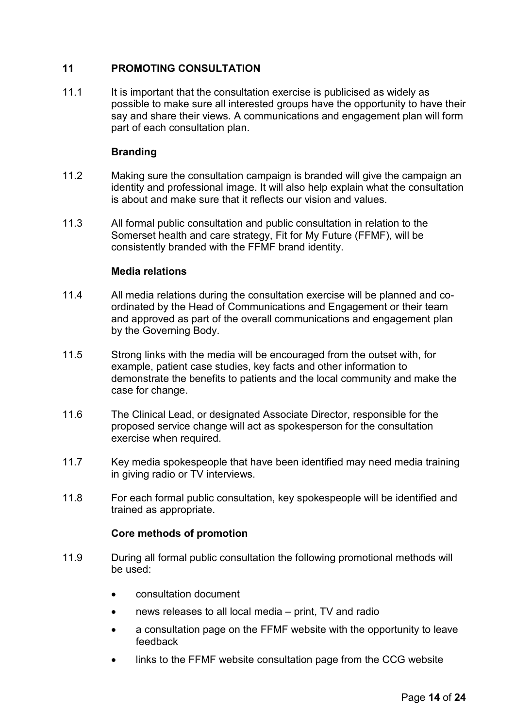## 11 PROMOTING CONSULTATION

11.1 It is important that the consultation exercise is publicised as widely as possible to make sure all interested groups have the opportunity to have their say and share their views. A communications and engagement plan will form part of each consultation plan.

**Branding**

11.2 Making sure the consultation campaign is branded will give the campaign an identity and professional image. It will also help explain what the consultation is about and make sure that it reflects our vision and values.

11.3 All formal public consultation and public consultation in relation to the Somerset health and care strategy, Fit for My Future (FFMF), will be consistently branded with the FFMF brand identity.

**Media relations**

11.4 All media relations during the consultation exercise will be planned and co-ordinated by the Head of Communications and Engagement or their team and approved as part of the overall communications and engagement plan by the Governing Body.

11.5 Strong links with the media will be encouraged from the outset with, for example, patient case studies, key facts and other information to demonstrate the benefits to patients and the local community and make the case for change.

11.6 The Clinical Lead, or designated Associate Director, responsible for the proposed service change will act as spokesperson for the consultation exercise when required.

11.7 Key media spokespeople that have been identified may need media training in giving radio or TV interviews.

11.8 For each formal public consultation, key spokespeople will be identified and trained as appropriate.

**Core methods of promotion**

11.9 During all formal public consultation the following promotional methods will be used:

- consultation document
- news releases to all local media – print, TV and radio
- a consultation page on the FFMF website with the opportunity to leave feedback
- links to the FFMF website consultation page from the CCG website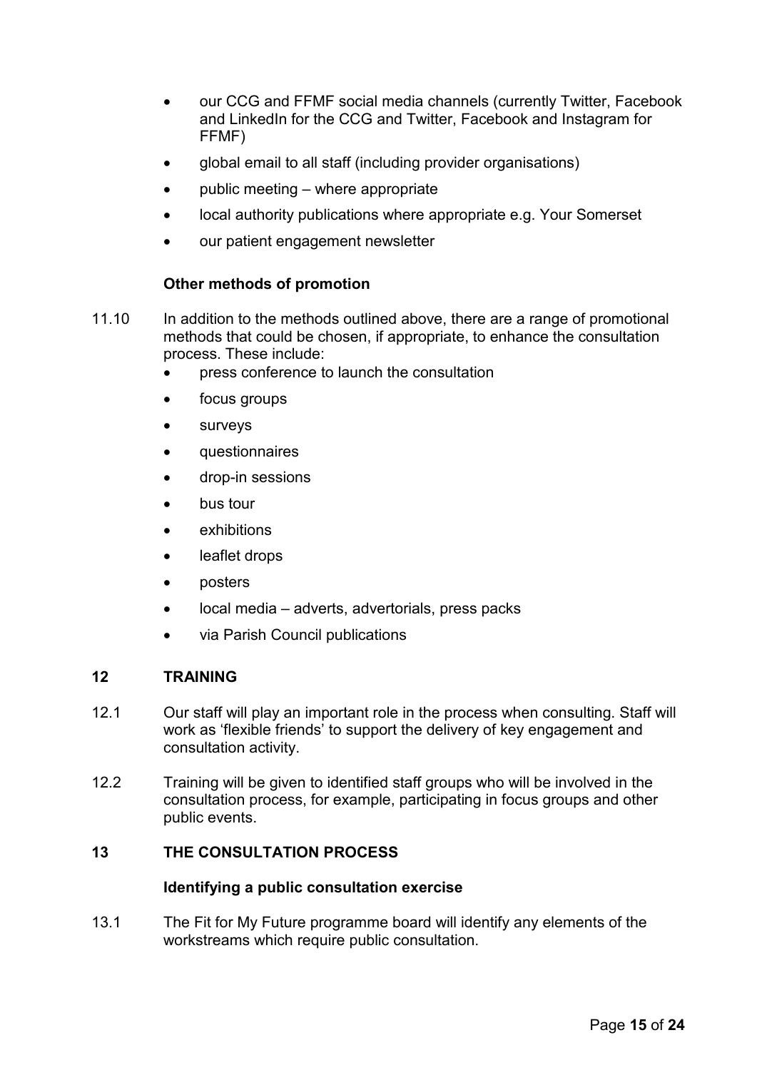- our CCG and FFMF social media channels (currently Twitter, Facebook and LinkedIn for the CCG and Twitter, Facebook and Instagram for FFMF)
- global email to all staff (including provider organisations)
- public meeting – where appropriate
- local authority publications where appropriate e.g. Your Somerset
- our patient engagement newsletter

**Other methods of promotion**

11.10 In addition to the methods outlined above, there are a range of promotional methods that could be chosen, if appropriate, to enhance the consultation process. These include:

- press conference to launch the consultation
- focus groups
- surveys
- questionnaires
- drop-in sessions
- bus tour
- exhibitions
- leaflet drops
- posters
- local media – adverts, advertorials, press packs
- via Parish Council publications

## 12 TRAINING

12.1 Our staff will play an important role in the process when consulting. Staff will work as 'flexible friends' to support the delivery of key engagement and consultation activity.

12.2 Training will be given to identified staff groups who will be involved in the consultation process, for example, participating in focus groups and other public events.

## 13 THE CONSULTATION PROCESS

**Identifying a public consultation exercise**

13.1 The Fit for My Future programme board will identify any elements of the workstreams which require public consultation.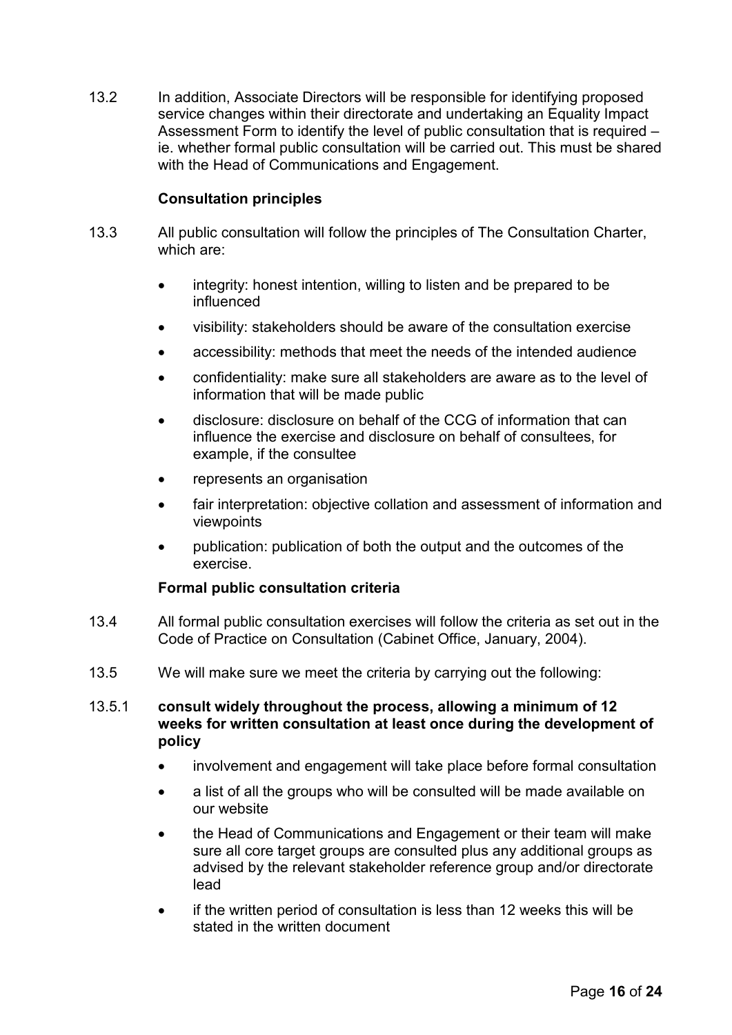13.2 In addition, Associate Directors will be responsible for identifying proposed service changes within their directorate and undertaking an Equality Impact Assessment Form to identify the level of public consultation that is required – ie. whether formal public consultation will be carried out. This must be shared with the Head of Communications and Engagement.

**Consultation principles**

13.3 All public consultation will follow the principles of The Consultation Charter, which are:

- integrity: honest intention, willing to listen and be prepared to be influenced
- visibility: stakeholders should be aware of the consultation exercise
- accessibility: methods that meet the needs of the intended audience
- confidentiality: make sure all stakeholders are aware as to the level of information that will be made public
- disclosure: disclosure on behalf of the CCG of information that can influence the exercise and disclosure on behalf of consultees, for example, if the consultee
- represents an organisation
- fair interpretation: objective collation and assessment of information and viewpoints
- publication: publication of both the output and the outcomes of the exercise.

**Formal public consultation criteria**

13.4 All formal public consultation exercises will follow the criteria as set out in the Code of Practice on Consultation (Cabinet Office, January, 2004).

13.5 We will make sure we meet the criteria by carrying out the following:

13.5.1 **consult widely throughout the process, allowing a minimum of 12 weeks for written consultation at least once during the development of policy**

- involvement and engagement will take place before formal consultation
- a list of all the groups who will be consulted will be made available on our website
- the Head of Communications and Engagement or their team will make sure all core target groups are consulted plus any additional groups as advised by the relevant stakeholder reference group and/or directorate lead
- if the written period of consultation is less than 12 weeks this will be stated in the written document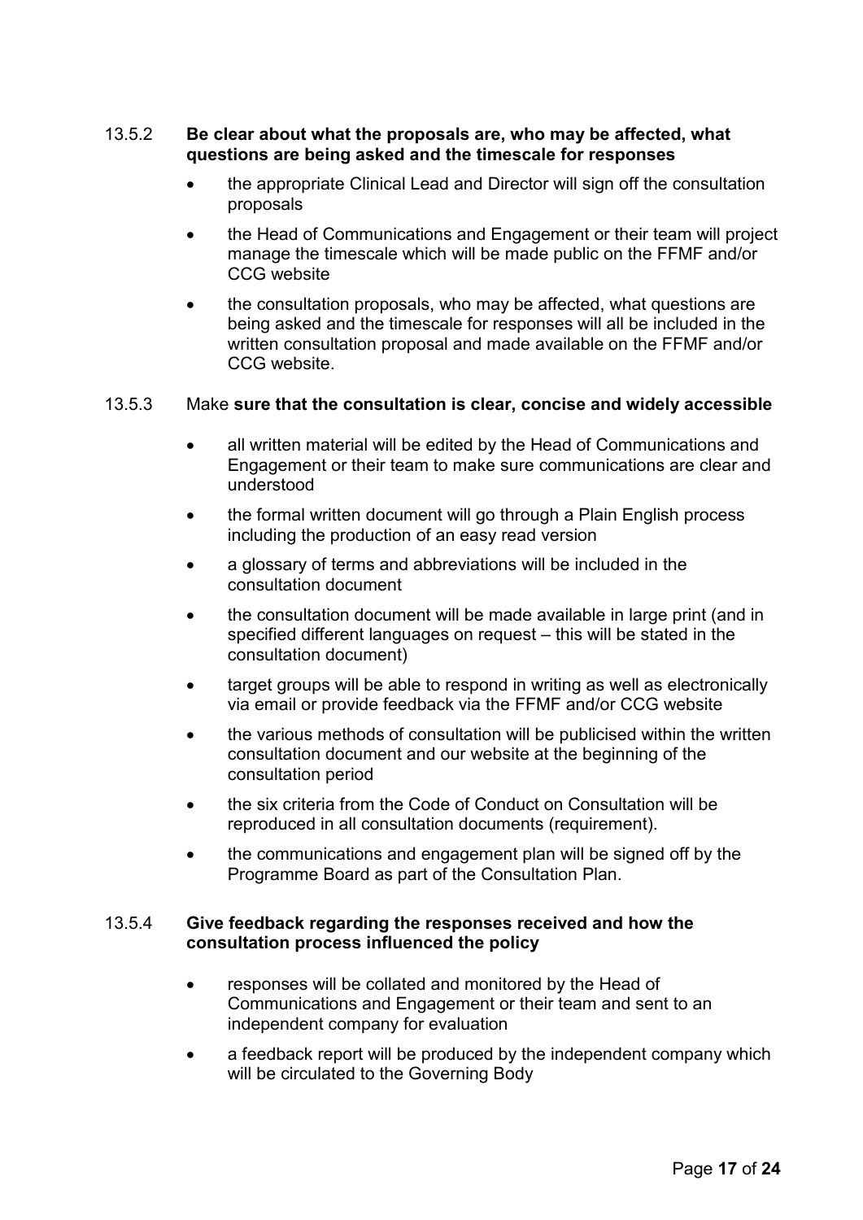#### 13.5.2 **Be clear about what the proposals are, who may be affected, what questions are being asked and the timescale for responses**

- the appropriate Clinical Lead and Director will sign off the consultation proposals
- the Head of Communications and Engagement or their team will project manage the timescale which will be made public on the FFMF and/or CCG website
- the consultation proposals, who may be affected, what questions are being asked and the timescale for responses will all be included in the written consultation proposal and made available on the FFMF and/or CCG website.

#### 13.5.3 Make **sure that the consultation is clear, concise and widely accessible**

- all written material will be edited by the Head of Communications and Engagement or their team to make sure communications are clear and understood
- the formal written document will go through a Plain English process including the production of an easy read version
- a glossary of terms and abbreviations will be included in the consultation document
- the consultation document will be made available in large print (and in specified different languages on request – this will be stated in the consultation document)
- target groups will be able to respond in writing as well as electronically via email or provide feedback via the FFMF and/or CCG website
- the various methods of consultation will be publicised within the written consultation document and our website at the beginning of the consultation period
- the six criteria from the Code of Conduct on Consultation will be reproduced in all consultation documents (requirement).
- the communications and engagement plan will be signed off by the Programme Board as part of the Consultation Plan.

#### 13.5.4 **Give feedback regarding the responses received and how the consultation process influenced the policy**

- responses will be collated and monitored by the Head of Communications and Engagement or their team and sent to an independent company for evaluation
- a feedback report will be produced by the independent company which will be circulated to the Governing Body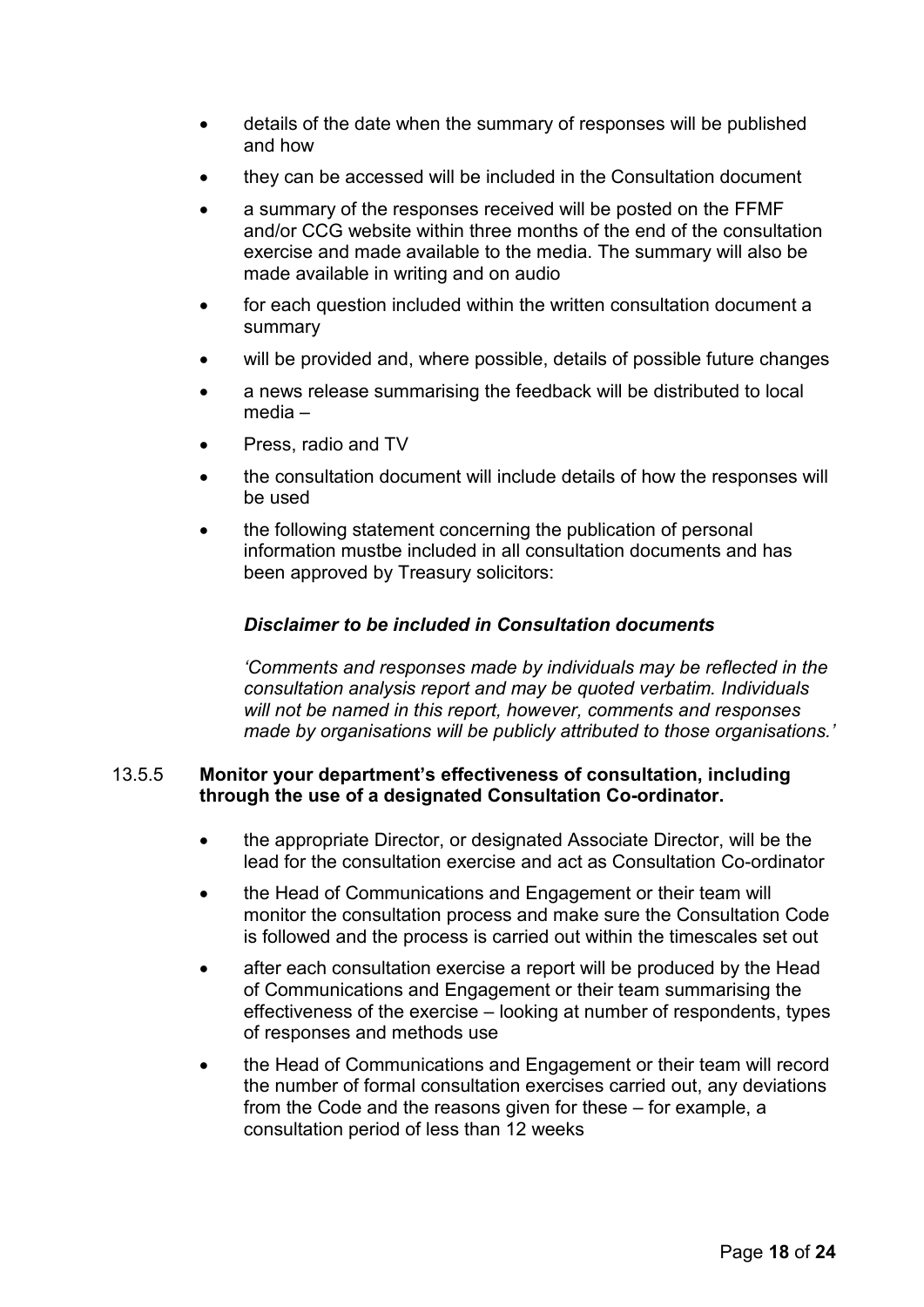- details of the date when the summary of responses will be published and how
- they can be accessed will be included in the Consultation document
- a summary of the responses received will be posted on the FFMF and/or CCG website within three months of the end of the consultation exercise and made available to the media. The summary will also be made available in writing and on audio
- for each question included within the written consultation document a summary
- will be provided and, where possible, details of possible future changes
- a news release summarising the feedback will be distributed to local media –
- Press, radio and TV
- the consultation document will include details of how the responses will be used
- the following statement concerning the publication of personal information mustbe included in all consultation documents and has been approved by Treasury solicitors:

***Disclaimer to be included in Consultation documents***

*'Comments and responses made by individuals may be reflected in the consultation analysis report and may be quoted verbatim. Individuals will not be named in this report, however, comments and responses made by organisations will be publicly attributed to those organisations.'*

13.5.5 **Monitor your department's effectiveness of consultation, including through the use of a designated Consultation Co-ordinator.**

- the appropriate Director, or designated Associate Director, will be the lead for the consultation exercise and act as Consultation Co-ordinator
- the Head of Communications and Engagement or their team will monitor the consultation process and make sure the Consultation Code is followed and the process is carried out within the timescales set out
- after each consultation exercise a report will be produced by the Head of Communications and Engagement or their team summarising the effectiveness of the exercise – looking at number of respondents, types of responses and methods use
- the Head of Communications and Engagement or their team will record the number of formal consultation exercises carried out, any deviations from the Code and the reasons given for these – for example, a consultation period of less than 12 weeks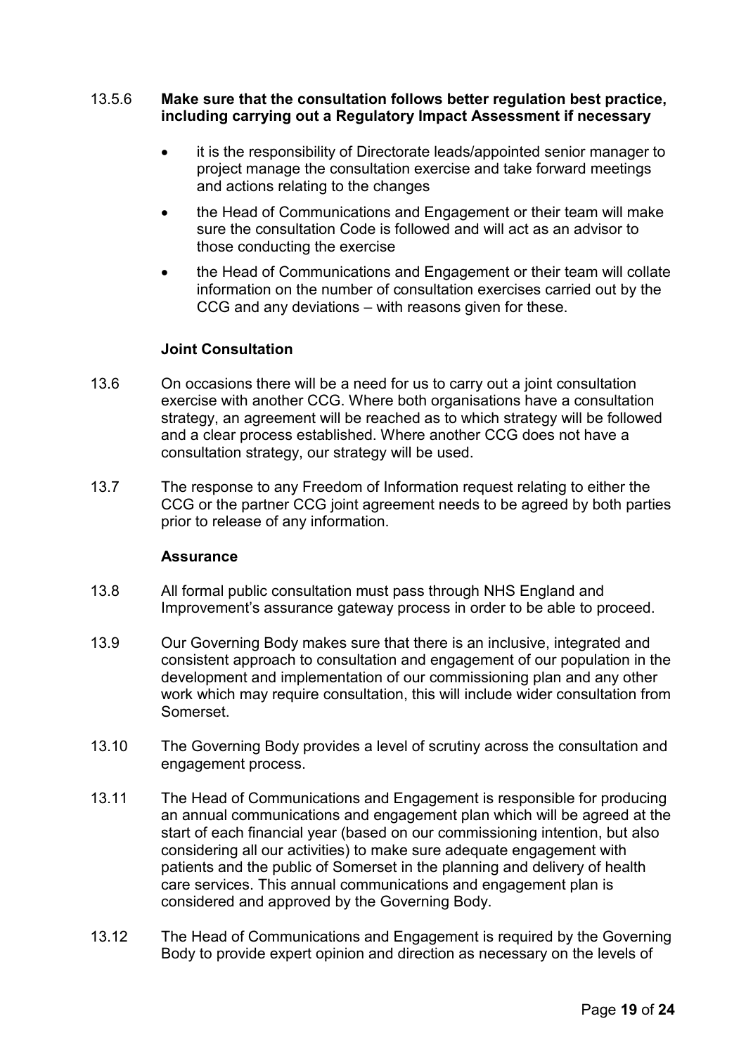13.5.6 **Make sure that the consultation follows better regulation best practice, including carrying out a Regulatory Impact Assessment if necessary**

- it is the responsibility of Directorate leads/appointed senior manager to project manage the consultation exercise and take forward meetings and actions relating to the changes
- the Head of Communications and Engagement or their team will make sure the consultation Code is followed and will act as an advisor to those conducting the exercise
- the Head of Communications and Engagement or their team will collate information on the number of consultation exercises carried out by the CCG and any deviations – with reasons given for these.

**Joint Consultation**

13.6 On occasions there will be a need for us to carry out a joint consultation exercise with another CCG. Where both organisations have a consultation strategy, an agreement will be reached as to which strategy will be followed and a clear process established. Where another CCG does not have a consultation strategy, our strategy will be used.

13.7 The response to any Freedom of Information request relating to either the CCG or the partner CCG joint agreement needs to be agreed by both parties prior to release of any information.

**Assurance**

13.8 All formal public consultation must pass through NHS England and Improvement's assurance gateway process in order to be able to proceed.

13.9 Our Governing Body makes sure that there is an inclusive, integrated and consistent approach to consultation and engagement of our population in the development and implementation of our commissioning plan and any other work which may require consultation, this will include wider consultation from Somerset.

13.10 The Governing Body provides a level of scrutiny across the consultation and engagement process.

13.11 The Head of Communications and Engagement is responsible for producing an annual communications and engagement plan which will be agreed at the start of each financial year (based on our commissioning intention, but also considering all our activities) to make sure adequate engagement with patients and the public of Somerset in the planning and delivery of health care services. This annual communications and engagement plan is considered and approved by the Governing Body.

13.12 The Head of Communications and Engagement is required by the Governing Body to provide expert opinion and direction as necessary on the levels of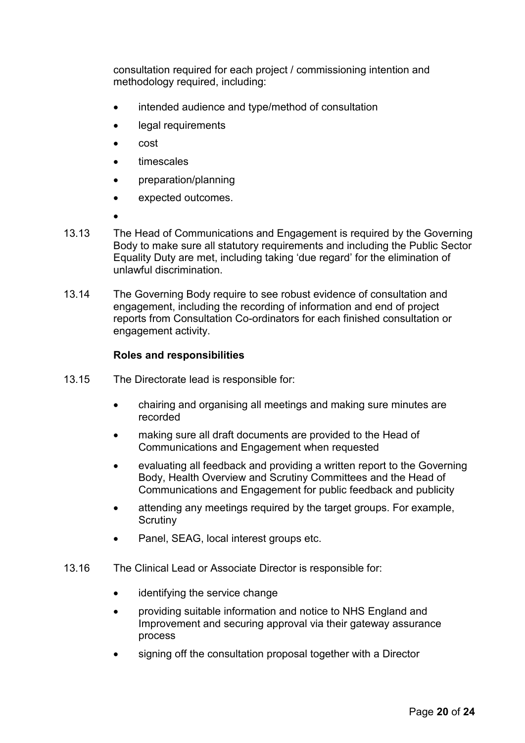consultation required for each project / commissioning intention and methodology required, including:

- intended audience and type/method of consultation
- legal requirements
- cost
- timescales
- preparation/planning
- expected outcomes.
- 

13.13 The Head of Communications and Engagement is required by the Governing Body to make sure all statutory requirements and including the Public Sector Equality Duty are met, including taking 'due regard' for the elimination of unlawful discrimination.

13.14 The Governing Body require to see robust evidence of consultation and engagement, including the recording of information and end of project reports from Consultation Co-ordinators for each finished consultation or engagement activity.

**Roles and responsibilities**

13.15 The Directorate lead is responsible for:

- chairing and organising all meetings and making sure minutes are recorded
- making sure all draft documents are provided to the Head of Communications and Engagement when requested
- evaluating all feedback and providing a written report to the Governing Body, Health Overview and Scrutiny Committees and the Head of Communications and Engagement for public feedback and publicity
- attending any meetings required by the target groups. For example, Scrutiny
- Panel, SEAG, local interest groups etc.

13.16 The Clinical Lead or Associate Director is responsible for:

- identifying the service change
- providing suitable information and notice to NHS England and Improvement and securing approval via their gateway assurance process
- signing off the consultation proposal together with a Director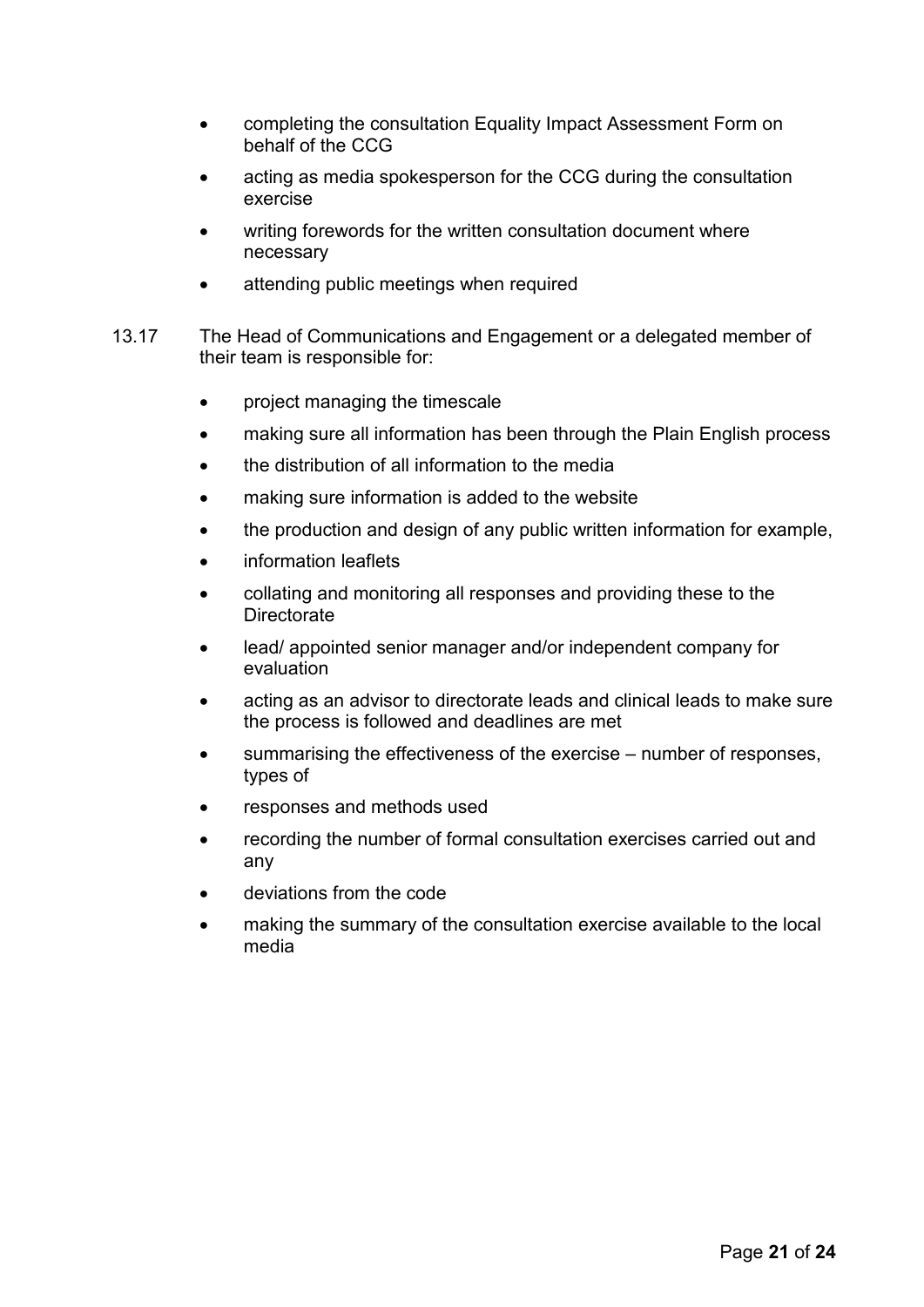- completing the consultation Equality Impact Assessment Form on behalf of the CCG
- acting as media spokesperson for the CCG during the consultation exercise
- writing forewords for the written consultation document where necessary
- attending public meetings when required

13.17 The Head of Communications and Engagement or a delegated member of their team is responsible for:

- project managing the timescale
- making sure all information has been through the Plain English process
- the distribution of all information to the media
- making sure information is added to the website
- the production and design of any public written information for example,
- information leaflets
- collating and monitoring all responses and providing these to the Directorate
- lead/ appointed senior manager and/or independent company for evaluation
- acting as an advisor to directorate leads and clinical leads to make sure the process is followed and deadlines are met
- summarising the effectiveness of the exercise – number of responses, types of
- responses and methods used
- recording the number of formal consultation exercises carried out and any
- deviations from the code
- making the summary of the consultation exercise available to the local media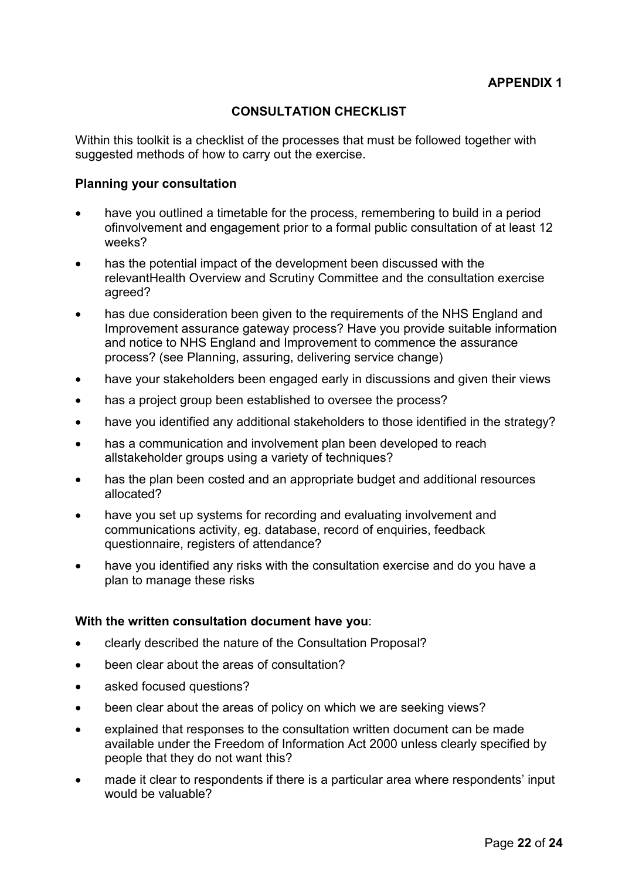**APPENDIX 1**

## CONSULTATION CHECKLIST

Within this toolkit is a checklist of the processes that must be followed together with suggested methods of how to carry out the exercise.

**Planning your consultation**

- have you outlined a timetable for the process, remembering to build in a period ofinvolvement and engagement prior to a formal public consultation of at least 12 weeks?
- has the potential impact of the development been discussed with the relevantHealth Overview and Scrutiny Committee and the consultation exercise agreed?
- has due consideration been given to the requirements of the NHS England and Improvement assurance gateway process? Have you provide suitable information and notice to NHS England and Improvement to commence the assurance process? (see Planning, assuring, delivering service change)
- have your stakeholders been engaged early in discussions and given their views
- has a project group been established to oversee the process?
- have you identified any additional stakeholders to those identified in the strategy?
- has a communication and involvement plan been developed to reach allstakeholder groups using a variety of techniques?
- has the plan been costed and an appropriate budget and additional resources allocated?
- have you set up systems for recording and evaluating involvement and communications activity, eg. database, record of enquiries, feedback questionnaire, registers of attendance?
- have you identified any risks with the consultation exercise and do you have a plan to manage these risks

**With the written consultation document have you**:

- clearly described the nature of the Consultation Proposal?
- been clear about the areas of consultation?
- asked focused questions?
- been clear about the areas of policy on which we are seeking views?
- explained that responses to the consultation written document can be made available under the Freedom of Information Act 2000 unless clearly specified by people that they do not want this?
- made it clear to respondents if there is a particular area where respondents' input would be valuable?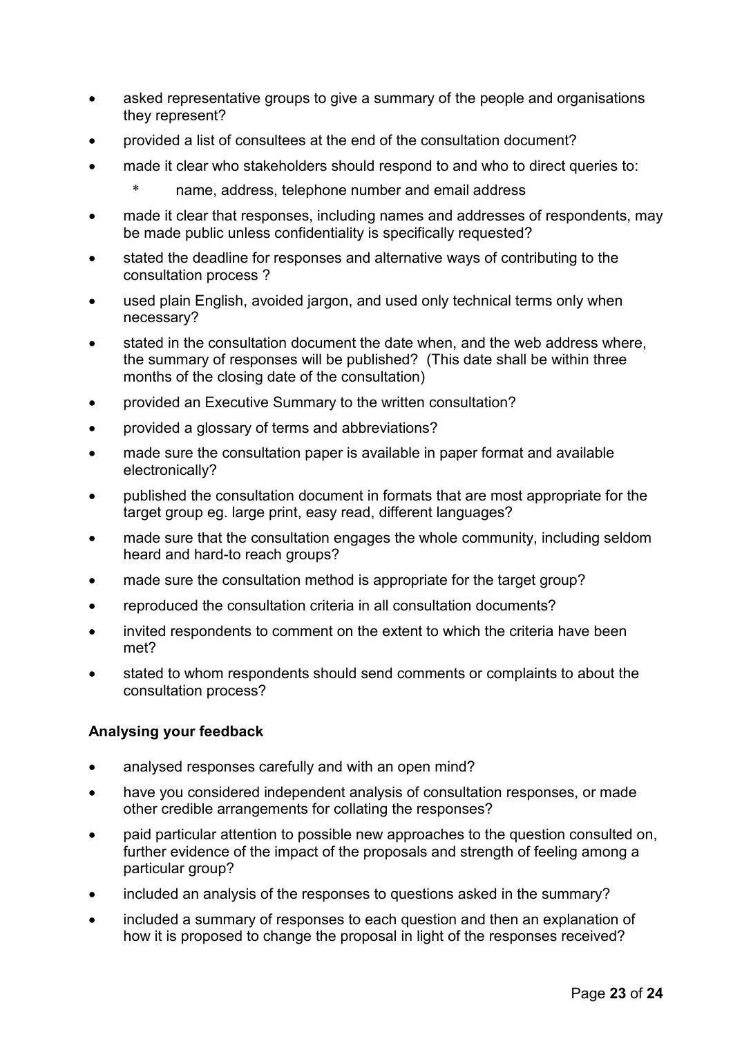- asked representative groups to give a summary of the people and organisations they represent?
- provided a list of consultees at the end of the consultation document?
- made it clear who stakeholders should respond to and who to direct queries to:
  - * name, address, telephone number and email address
- made it clear that responses, including names and addresses of respondents, may be made public unless confidentiality is specifically requested?
- stated the deadline for responses and alternative ways of contributing to the consultation process ?
- used plain English, avoided jargon, and used only technical terms only when necessary?
- stated in the consultation document the date when, and the web address where, the summary of responses will be published? (This date shall be within three months of the closing date of the consultation)
- provided an Executive Summary to the written consultation?
- provided a glossary of terms and abbreviations?
- made sure the consultation paper is available in paper format and available electronically?
- published the consultation document in formats that are most appropriate for the target group eg. large print, easy read, different languages?
- made sure that the consultation engages the whole community, including seldom heard and hard-to reach groups?
- made sure the consultation method is appropriate for the target group?
- reproduced the consultation criteria in all consultation documents?
- invited respondents to comment on the extent to which the criteria have been met?
- stated to whom respondents should send comments or complaints to about the consultation process?

**Analysing your feedback**

- analysed responses carefully and with an open mind?
- have you considered independent analysis of consultation responses, or made other credible arrangements for collating the responses?
- paid particular attention to possible new approaches to the question consulted on, further evidence of the impact of the proposals and strength of feeling among a particular group?
- included an analysis of the responses to questions asked in the summary?
- included a summary of responses to each question and then an explanation of how it is proposed to change the proposal in light of the responses received?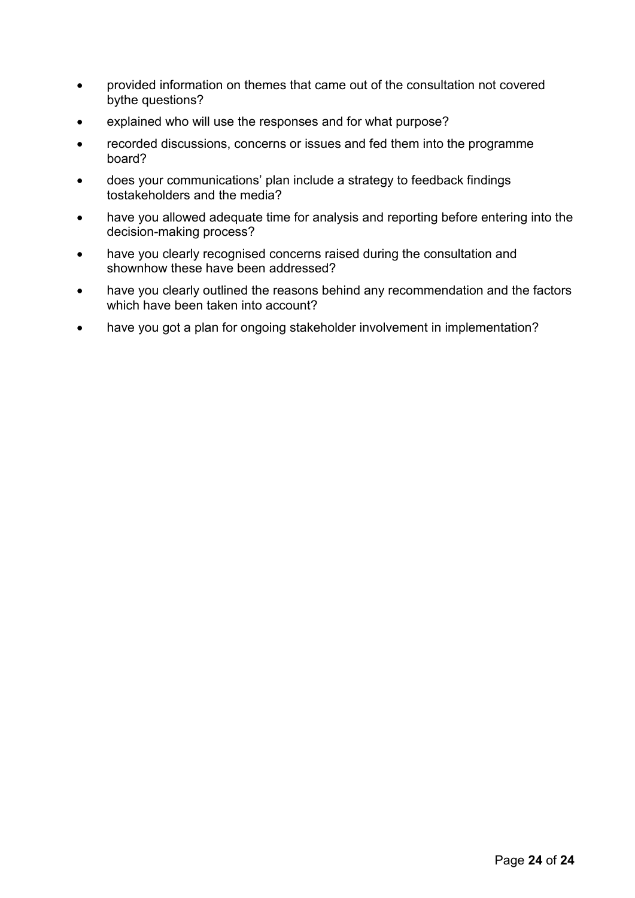- provided information on themes that came out of the consultation not covered bythe questions?
- explained who will use the responses and for what purpose?
- recorded discussions, concerns or issues and fed them into the programme board?
- does your communications' plan include a strategy to feedback findings tostakeholders and the media?
- have you allowed adequate time for analysis and reporting before entering into the decision-making process?
- have you clearly recognised concerns raised during the consultation and shownhow these have been addressed?
- have you clearly outlined the reasons behind any recommendation and the factors which have been taken into account?
- have you got a plan for ongoing stakeholder involvement in implementation?